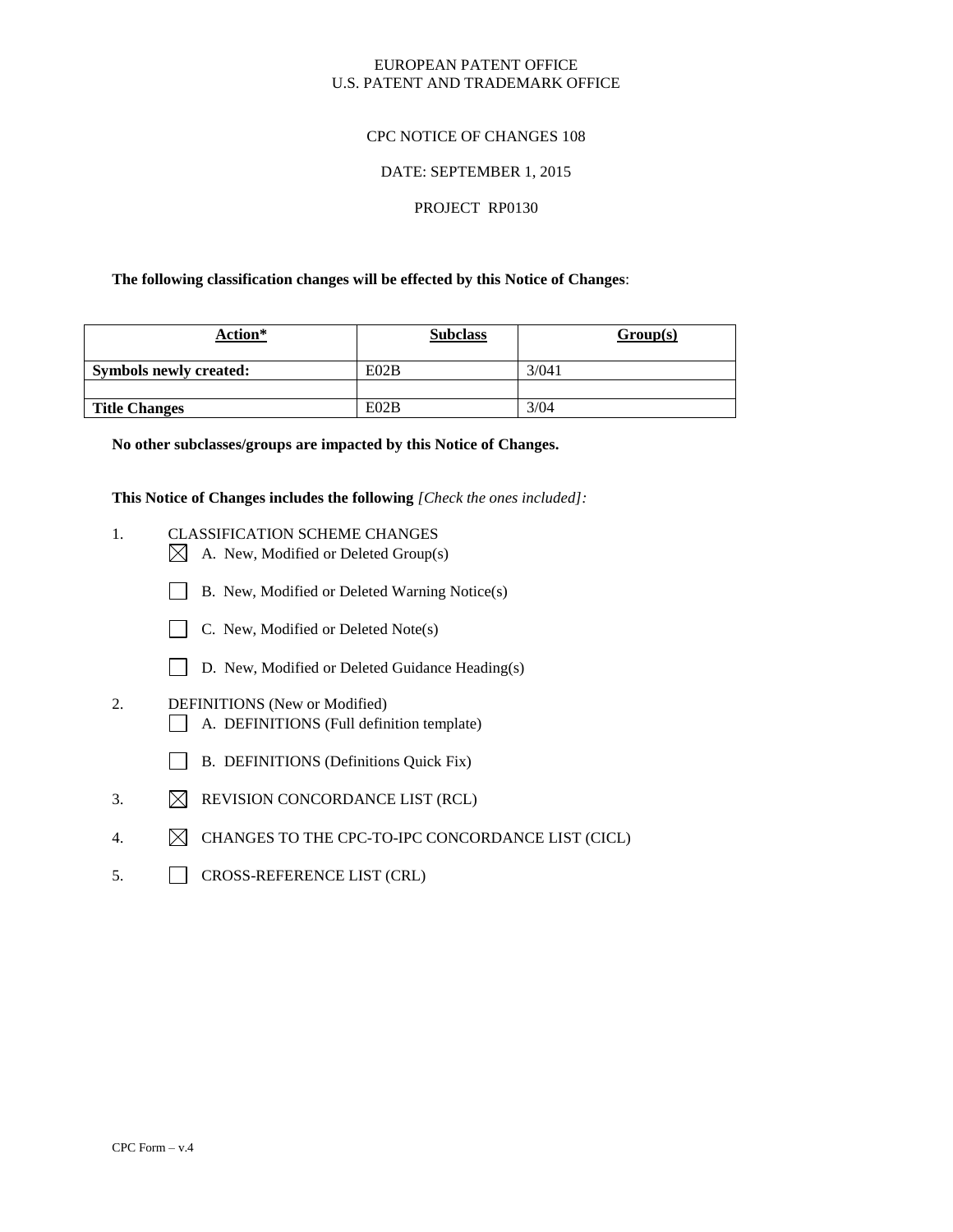EUROPEAN PATENT OFFICE
U.S. PATENT AND TRADEMARK OFFICE

CPC NOTICE OF CHANGES 108

DATE: SEPTEMBER 1, 2015

PROJECT RP0130

**The following classification changes will be effected by this Notice of Changes**:

| Action* | Subclass | Group(s) |
|---|---|---|
| **Symbols newly created:** | E02B | 3/041 |
| | | |
| **Title Changes** | E02B | 3/04 |

**No other subclasses/groups are impacted by this Notice of Changes.**

**This Notice of Changes includes the following** *[Check the ones included]:*

1. CLASSIFICATION SCHEME CHANGES
   - ☒ A. New, Modified or Deleted Group(s)
   - ☐ B. New, Modified or Deleted Warning Notice(s)
   - ☐ C. New, Modified or Deleted Note(s)
   - ☐ D. New, Modified or Deleted Guidance Heading(s)
2. DEFINITIONS (New or Modified)
   - ☐ A. DEFINITIONS (Full definition template)
   - ☐ B. DEFINITIONS (Definitions Quick Fix)
3. ☒ REVISION CONCORDANCE LIST (RCL)
4. ☒ CHANGES TO THE CPC-TO-IPC CONCORDANCE LIST (CICL)
5. ☐ CROSS-REFERENCE LIST (CRL)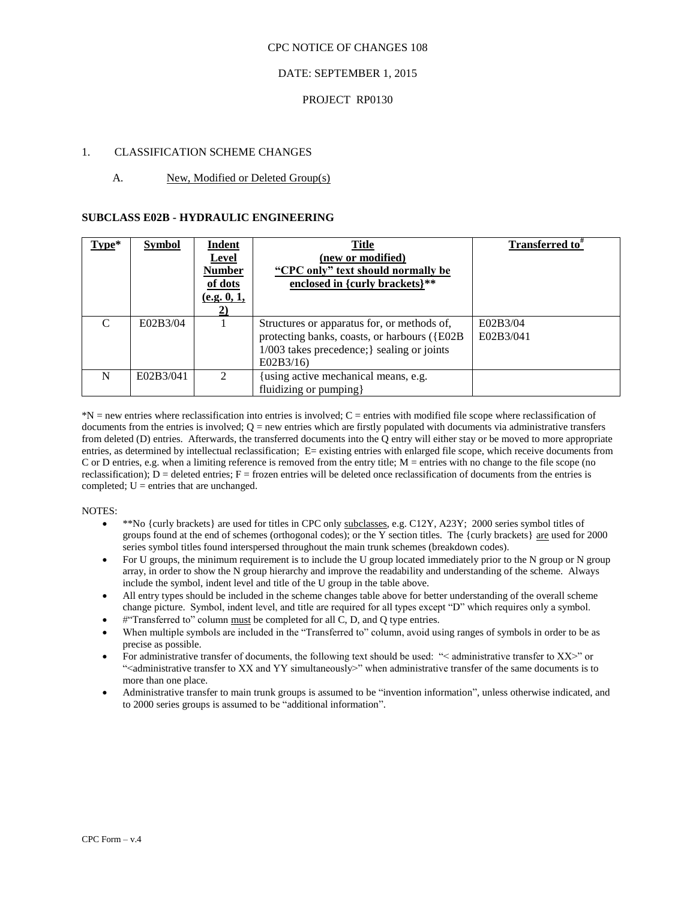CPC NOTICE OF CHANGES 108

DATE: SEPTEMBER 1, 2015

PROJECT RP0130

1. CLASSIFICATION SCHEME CHANGES

A. New, Modified or Deleted Group(s)

## SUBCLASS E02B - HYDRAULIC ENGINEERING

| Type* | Symbol | Indent Level Number of dots (e.g. 0, 1, 2) | Title (new or modified) "CPC only" text should normally be enclosed in {curly brackets}** | Transferred to# |
|---|---|---|---|---|
| C | E02B3/04 | 1 | Structures or apparatus for, or methods of, protecting banks, coasts, or harbours ({E02B 1/003 takes precedence;} sealing or joints E02B3/16) | E02B3/04<br>E02B3/041 |
| N | E02B3/041 | 2 | {using active mechanical means, e.g. fluidizing or pumping} | |

*N = new entries where reclassification into entries is involved; C = entries with modified file scope where reclassification of documents from the entries is involved; Q = new entries which are firstly populated with documents via administrative transfers from deleted (D) entries. Afterwards, the transferred documents into the Q entry will either stay or be moved to more appropriate entries, as determined by intellectual reclassification; E= existing entries with enlarged file scope, which receive documents from C or D entries, e.g. when a limiting reference is removed from the entry title; M = entries with no change to the file scope (no reclassification); D = deleted entries; F = frozen entries will be deleted once reclassification of documents from the entries is completed; U = entries that are unchanged.

NOTES:

- **No {curly brackets} are used for titles in CPC only subclasses, e.g. C12Y, A23Y; 2000 series symbol titles of groups found at the end of schemes (orthogonal codes); or the Y section titles. The {curly brackets} are used for 2000 series symbol titles found interspersed throughout the main trunk schemes (breakdown codes).
- For U groups, the minimum requirement is to include the U group located immediately prior to the N group or N group array, in order to show the N group hierarchy and improve the readability and understanding of the scheme. Always include the symbol, indent level and title of the U group in the table above.
- All entry types should be included in the scheme changes table above for better understanding of the overall scheme change picture. Symbol, indent level, and title are required for all types except "D" which requires only a symbol.
- #"Transferred to" column must be completed for all C, D, and Q type entries.
- When multiple symbols are included in the "Transferred to" column, avoid using ranges of symbols in order to be as precise as possible.
- For administrative transfer of documents, the following text should be used: "< administrative transfer to XX>" or "<administrative transfer to XX and YY simultaneously>" when administrative transfer of the same documents is to more than one place.
- Administrative transfer to main trunk groups is assumed to be "invention information", unless otherwise indicated, and to 2000 series groups is assumed to be "additional information".

CPC Form – v.4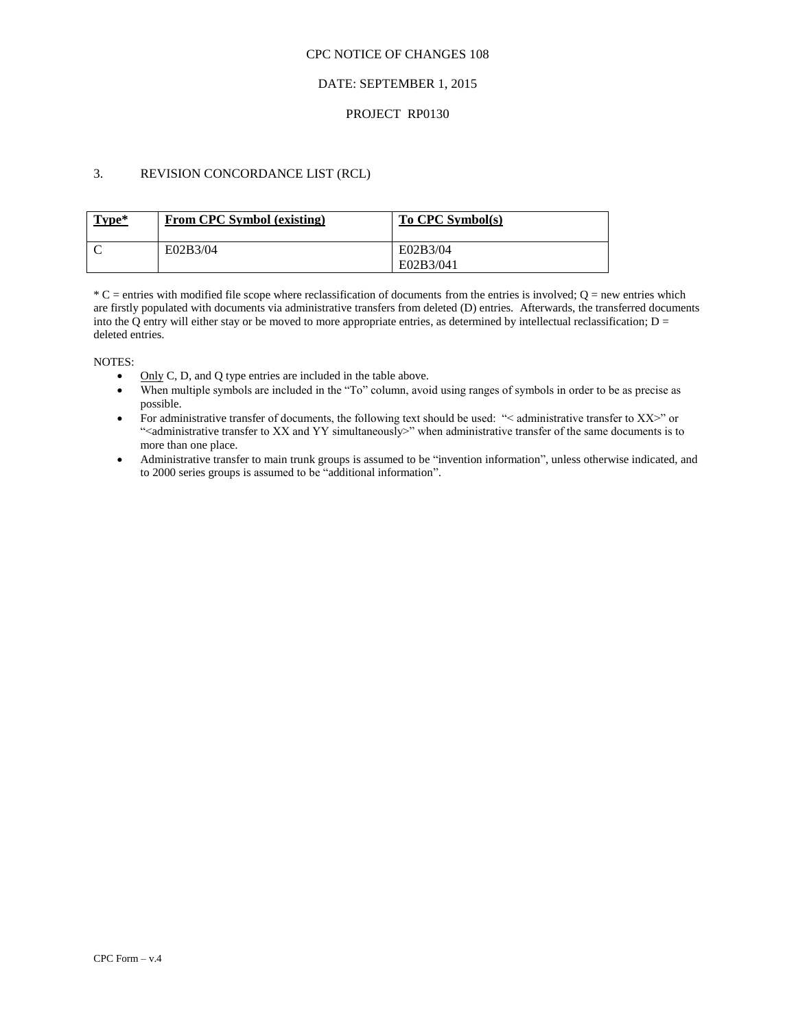CPC NOTICE OF CHANGES 108

DATE: SEPTEMBER 1, 2015

PROJECT RP0130

## 3. REVISION CONCORDANCE LIST (RCL)

| Type* | From CPC Symbol (existing) | To CPC Symbol(s) |
|---|---|---|
| C | E02B3/04 | E02B3/04<br>E02B3/041 |

* C = entries with modified file scope where reclassification of documents from the entries is involved; Q = new entries which are firstly populated with documents via administrative transfers from deleted (D) entries. Afterwards, the transferred documents into the Q entry will either stay or be moved to more appropriate entries, as determined by intellectual reclassification; D = deleted entries.

NOTES:

- Only C, D, and Q type entries are included in the table above.
- When multiple symbols are included in the "To" column, avoid using ranges of symbols in order to be as precise as possible.
- For administrative transfer of documents, the following text should be used: "< administrative transfer to XX>" or "<administrative transfer to XX and YY simultaneously>" when administrative transfer of the same documents is to more than one place.
- Administrative transfer to main trunk groups is assumed to be "invention information", unless otherwise indicated, and to 2000 series groups is assumed to be "additional information".

CPC Form – v.4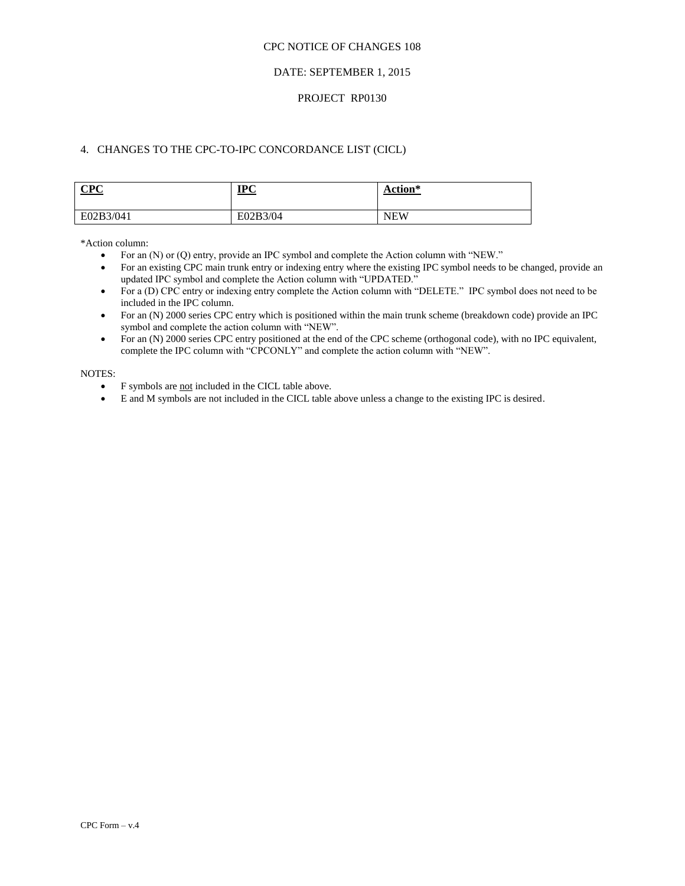CPC NOTICE OF CHANGES 108

DATE: SEPTEMBER 1, 2015

PROJECT RP0130

4. CHANGES TO THE CPC-TO-IPC CONCORDANCE LIST (CICL)

| **CPC** | **IPC** | **Action*** |
|---|---|---|
| E02B3/041 | E02B3/04 | NEW |

*Action column:

- For an (N) or (Q) entry, provide an IPC symbol and complete the Action column with "NEW."
- For an existing CPC main trunk entry or indexing entry where the existing IPC symbol needs to be changed, provide an updated IPC symbol and complete the Action column with "UPDATED."
- For a (D) CPC entry or indexing entry complete the Action column with "DELETE." IPC symbol does not need to be included in the IPC column.
- For an (N) 2000 series CPC entry which is positioned within the main trunk scheme (breakdown code) provide an IPC symbol and complete the action column with "NEW".
- For an (N) 2000 series CPC entry positioned at the end of the CPC scheme (orthogonal code), with no IPC equivalent, complete the IPC column with "CPCONLY" and complete the action column with "NEW".

NOTES:

- F symbols are not included in the CICL table above.
- E and M symbols are not included in the CICL table above unless a change to the existing IPC is desired.

CPC Form – v.4